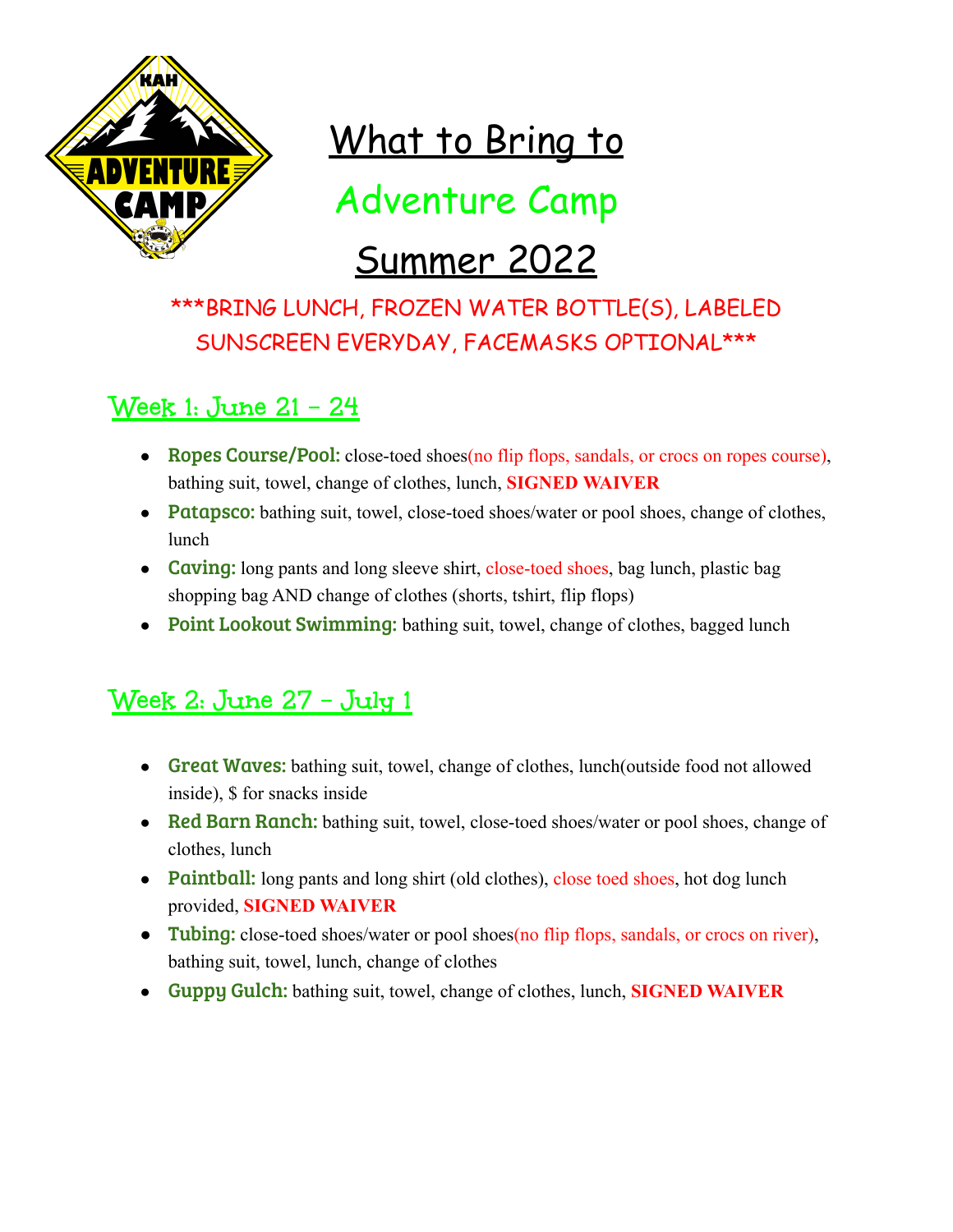# What to Bring to Adventure Camp Summer 2022

***BRING LUNCH, FROZEN WATER BOTTLE(S), LABELED SUNSCREEN EVERYDAY, FACEMASKS OPTIONAL***

## Week 1: June 21 – 24

- **Ropes Course/Pool:** close-toed shoes(no flip flops, sandals, or crocs on ropes course), bathing suit, towel, change of clothes, lunch, **SIGNED WAIVER**
- **Patapsco:** bathing suit, towel, close-toed shoes/water or pool shoes, change of clothes, lunch
- **Caving:** long pants and long sleeve shirt, close-toed shoes, bag lunch, plastic bag shopping bag AND change of clothes (shorts, tshirt, flip flops)
- **Point Lookout Swimming:** bathing suit, towel, change of clothes, bagged lunch

## Week 2: June 27 – July 1

- **Great Waves:** bathing suit, towel, change of clothes, lunch(outside food not allowed inside), $ for snacks inside
- **Red Barn Ranch:** bathing suit, towel, close-toed shoes/water or pool shoes, change of clothes, lunch
- **Paintball:** long pants and long shirt (old clothes), close toed shoes, hot dog lunch provided, **SIGNED WAIVER**
- **Tubing:** close-toed shoes/water or pool shoes(no flip flops, sandals, or crocs on river), bathing suit, towel, lunch, change of clothes
- **Guppy Gulch:** bathing suit, towel, change of clothes, lunch, **SIGNED WAIVER**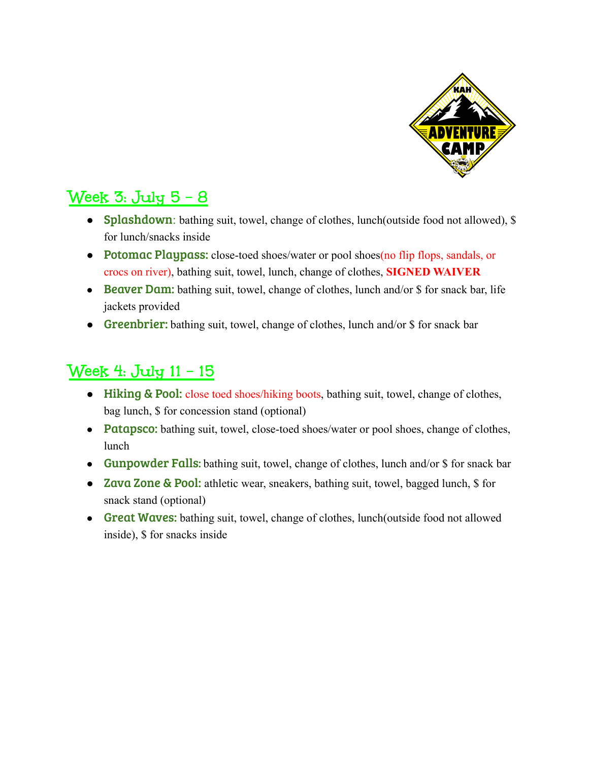## Week 3: July 5 - 8

- **Splashdown**: bathing suit, towel, change of clothes, lunch(outside food not allowed), $ for lunch/snacks inside
- **Potomac Playpass:** close-toed shoes/water or pool shoes(no flip flops, sandals, or crocs on river), bathing suit, towel, lunch, change of clothes, **SIGNED WAIVER**
- **Beaver Dam:** bathing suit, towel, change of clothes, lunch and/or $ for snack bar, life jackets provided
- **Greenbrier:** bathing suit, towel, change of clothes, lunch and/or $ for snack bar

## Week 4: July 11 - 15

- **Hiking & Pool:** close toed shoes/hiking boots, bathing suit, towel, change of clothes, bag lunch, $ for concession stand (optional)
- **Patapsco:** bathing suit, towel, close-toed shoes/water or pool shoes, change of clothes, lunch
- **Gunpowder Falls:** bathing suit, towel, change of clothes, lunch and/or $ for snack bar
- **Zava Zone & Pool:** athletic wear, sneakers, bathing suit, towel, bagged lunch, $ for snack stand (optional)
- **Great Waves:** bathing suit, towel, change of clothes, lunch(outside food not allowed inside), $ for snacks inside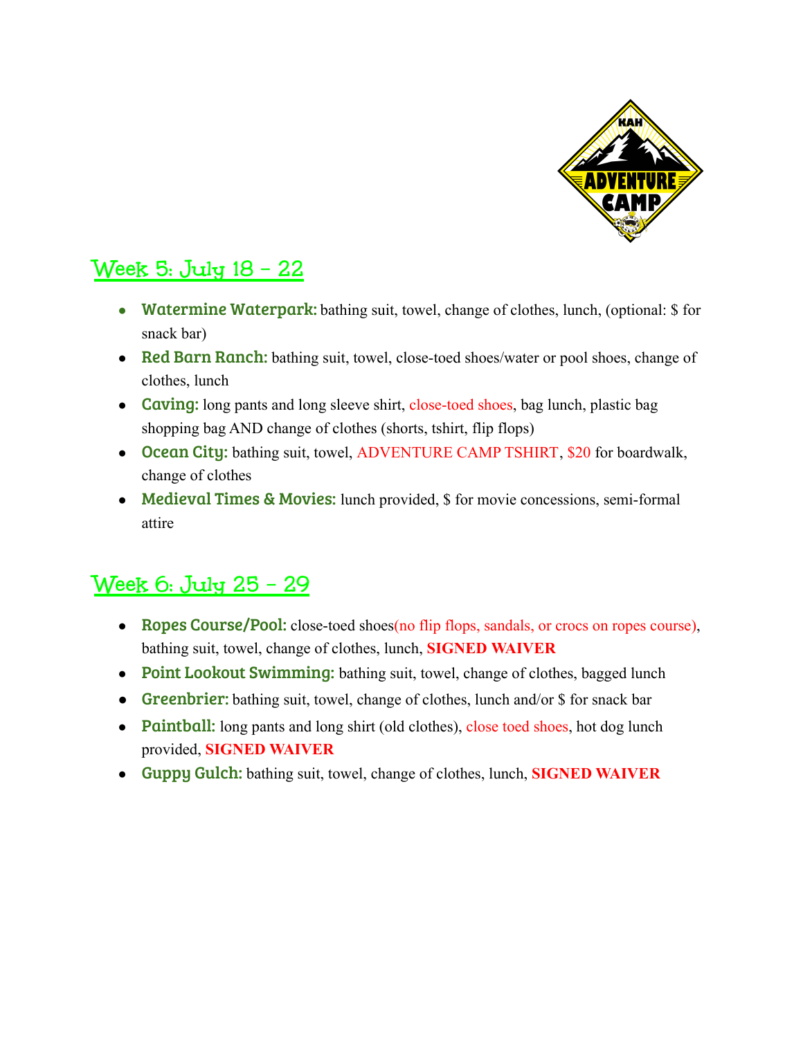## Week 5: July 18 - 22

- **Watermine Waterpark:** bathing suit, towel, change of clothes, lunch, (optional: $ for snack bar)
- **Red Barn Ranch:** bathing suit, towel, close-toed shoes/water or pool shoes, change of clothes, lunch
- **Caving:** long pants and long sleeve shirt, close-toed shoes, bag lunch, plastic bag shopping bag AND change of clothes (shorts, tshirt, flip flops)
- **Ocean City:** bathing suit, towel, ADVENTURE CAMP TSHIRT, $20 for boardwalk, change of clothes
- **Medieval Times & Movies:** lunch provided, $ for movie concessions, semi-formal attire

## Week 6: July 25 - 29

- **Ropes Course/Pool:** close-toed shoes(no flip flops, sandals, or crocs on ropes course), bathing suit, towel, change of clothes, lunch, **SIGNED WAIVER**
- **Point Lookout Swimming:** bathing suit, towel, change of clothes, bagged lunch
- **Greenbrier:** bathing suit, towel, change of clothes, lunch and/or $ for snack bar
- **Paintball:** long pants and long shirt (old clothes), close toed shoes, hot dog lunch provided, **SIGNED WAIVER**
- **Guppy Gulch:** bathing suit, towel, change of clothes, lunch, **SIGNED WAIVER**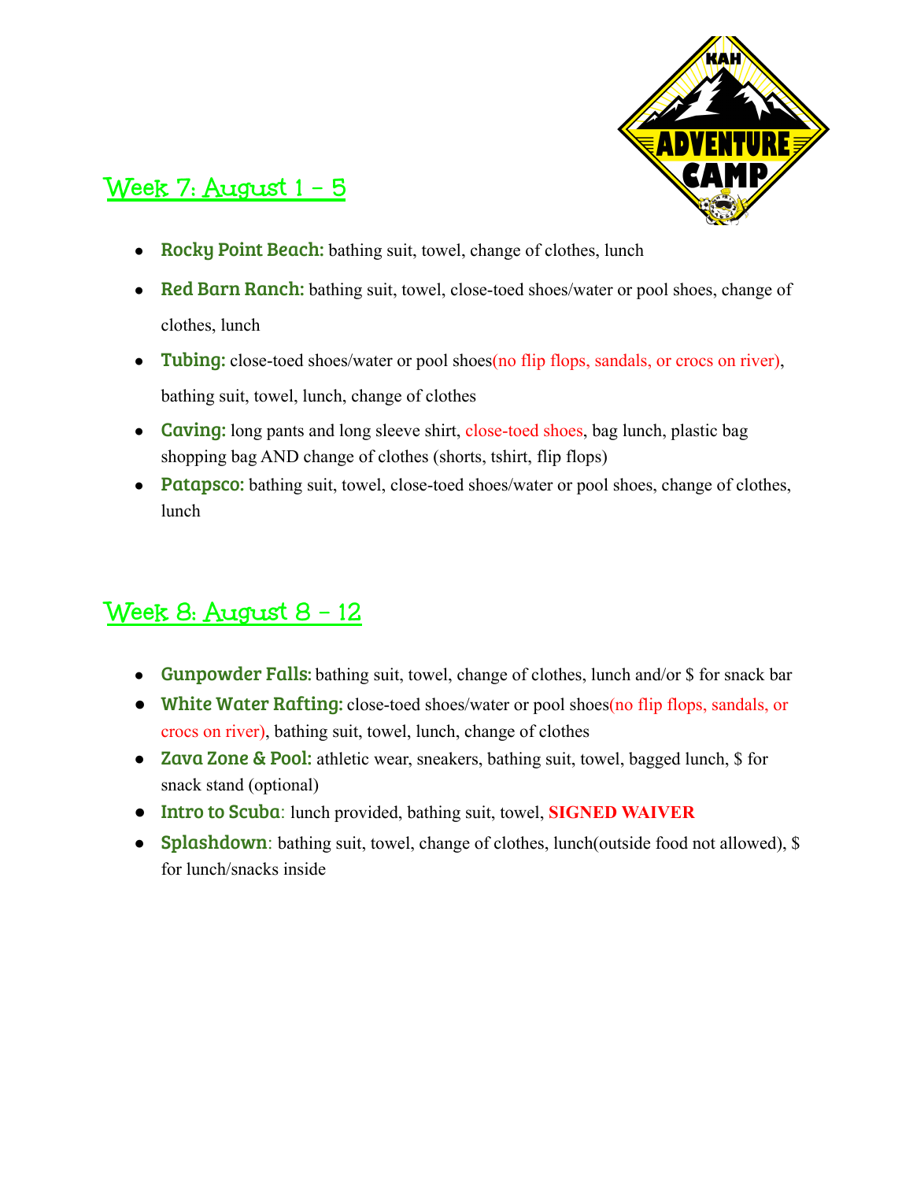## Week 7: August 1 - 5

- **Rocky Point Beach:** bathing suit, towel, change of clothes, lunch
- **Red Barn Ranch:** bathing suit, towel, close-toed shoes/water or pool shoes, change of clothes, lunch
- **Tubing:** close-toed shoes/water or pool shoes(no flip flops, sandals, or crocs on river), bathing suit, towel, lunch, change of clothes
- **Caving:** long pants and long sleeve shirt, close-toed shoes, bag lunch, plastic bag shopping bag AND change of clothes (shorts, tshirt, flip flops)
- **Patapsco:** bathing suit, towel, close-toed shoes/water or pool shoes, change of clothes, lunch

## Week 8: August 8 - 12

- **Gunpowder Falls:** bathing suit, towel, change of clothes, lunch and/or $ for snack bar
- **White Water Rafting:** close-toed shoes/water or pool shoes(no flip flops, sandals, or crocs on river), bathing suit, towel, lunch, change of clothes
- **Zava Zone & Pool:** athletic wear, sneakers, bathing suit, towel, bagged lunch, $ for snack stand (optional)
- **Intro to Scuba**: lunch provided, bathing suit, towel, **SIGNED WAIVER**
- **Splashdown**: bathing suit, towel, change of clothes, lunch(outside food not allowed), $ for lunch/snacks inside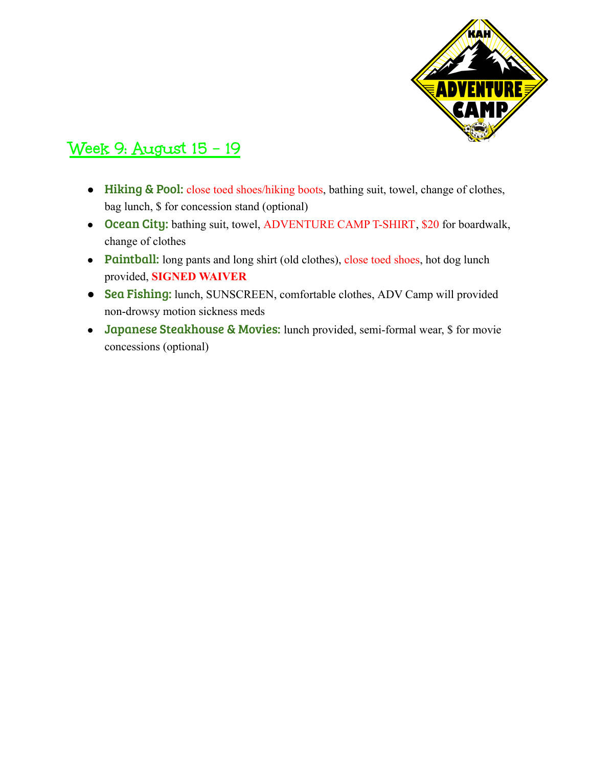## Week 9: August 15 – 19

- **Hiking & Pool:** close toed shoes/hiking boots, bathing suit, towel, change of clothes, bag lunch, $ for concession stand (optional)
- **Ocean City:** bathing suit, towel, ADVENTURE CAMP T-SHIRT, $20 for boardwalk, change of clothes
- **Paintball:** long pants and long shirt (old clothes), close toed shoes, hot dog lunch provided, **SIGNED WAIVER**
- **Sea Fishing:** lunch, SUNSCREEN, comfortable clothes, ADV Camp will provided non-drowsy motion sickness meds
- **Japanese Steakhouse & Movies:** lunch provided, semi-formal wear, $ for movie concessions (optional)